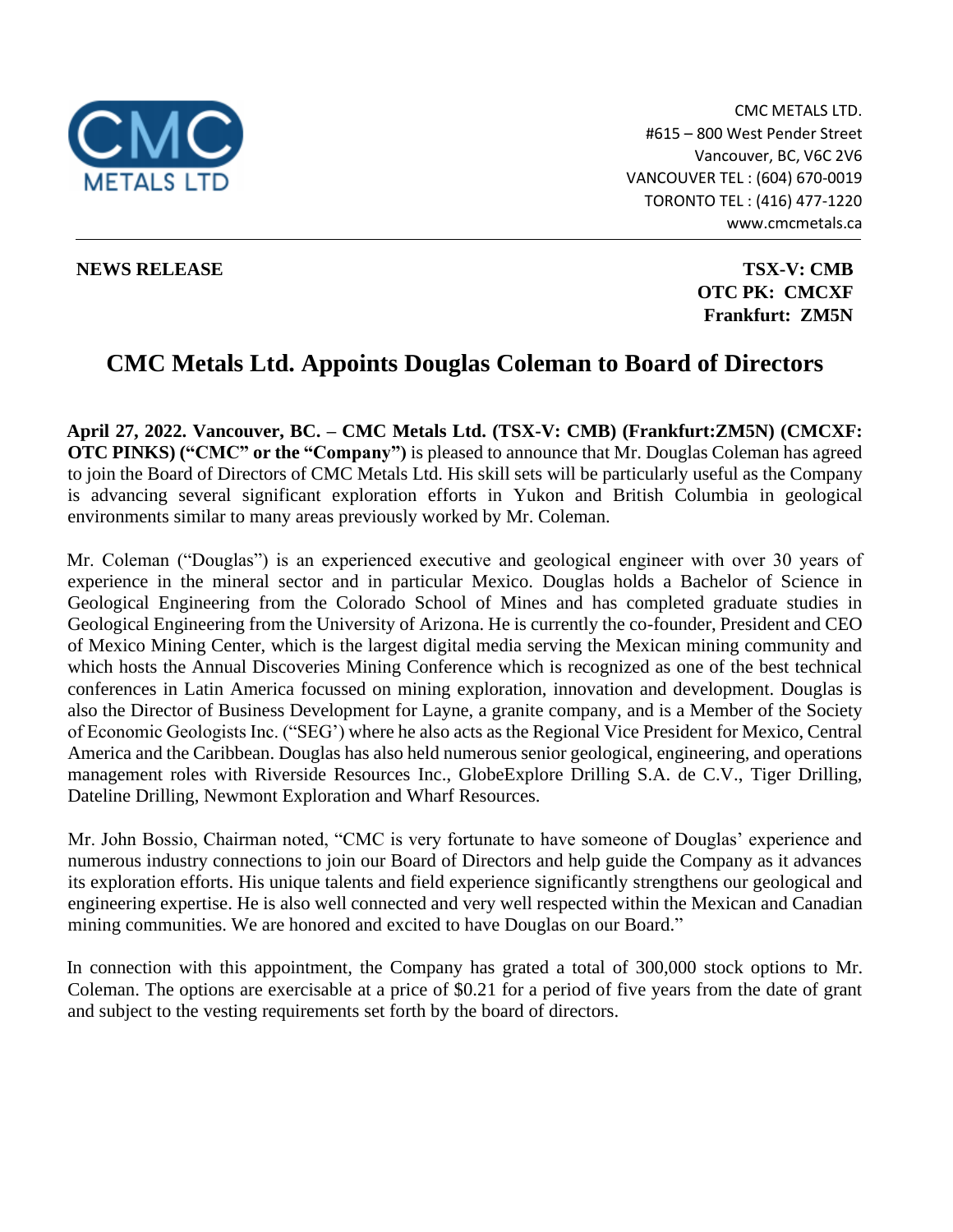CMC METALS LTD.
#615 – 800 West Pender Street
Vancouver, BC, V6C 2V6
VANCOUVER TEL : (604) 670-0019
TORONTO TEL : (416) 477-1220
www.cmcmetals.ca

**NEWS RELEASE**

**TSX-V: CMB**
**OTC PK: CMCXF**
**Frankfurt: ZM5N**

# CMC Metals Ltd. Appoints Douglas Coleman to Board of Directors

**April 27, 2022. Vancouver, BC. – CMC Metals Ltd. (TSX-V: CMB) (Frankfurt:ZM5N) (CMCXF: OTC PINKS) ("CMC" or the "Company")** is pleased to announce that Mr. Douglas Coleman has agreed to join the Board of Directors of CMC Metals Ltd. His skill sets will be particularly useful as the Company is advancing several significant exploration efforts in Yukon and British Columbia in geological environments similar to many areas previously worked by Mr. Coleman.

Mr. Coleman ("Douglas") is an experienced executive and geological engineer with over 30 years of experience in the mineral sector and in particular Mexico. Douglas holds a Bachelor of Science in Geological Engineering from the Colorado School of Mines and has completed graduate studies in Geological Engineering from the University of Arizona. He is currently the co-founder, President and CEO of Mexico Mining Center, which is the largest digital media serving the Mexican mining community and which hosts the Annual Discoveries Mining Conference which is recognized as one of the best technical conferences in Latin America focussed on mining exploration, innovation and development. Douglas is also the Director of Business Development for Layne, a granite company, and is a Member of the Society of Economic Geologists Inc. ("SEG') where he also acts as the Regional Vice President for Mexico, Central America and the Caribbean. Douglas has also held numerous senior geological, engineering, and operations management roles with Riverside Resources Inc., GlobeExplore Drilling S.A. de C.V., Tiger Drilling, Dateline Drilling, Newmont Exploration and Wharf Resources.

Mr. John Bossio, Chairman noted, "CMC is very fortunate to have someone of Douglas' experience and numerous industry connections to join our Board of Directors and help guide the Company as it advances its exploration efforts. His unique talents and field experience significantly strengthens our geological and engineering expertise. He is also well connected and very well respected within the Mexican and Canadian mining communities. We are honored and excited to have Douglas on our Board."

In connection with this appointment, the Company has grated a total of 300,000 stock options to Mr. Coleman. The options are exercisable at a price of $0.21 for a period of five years from the date of grant and subject to the vesting requirements set forth by the board of directors.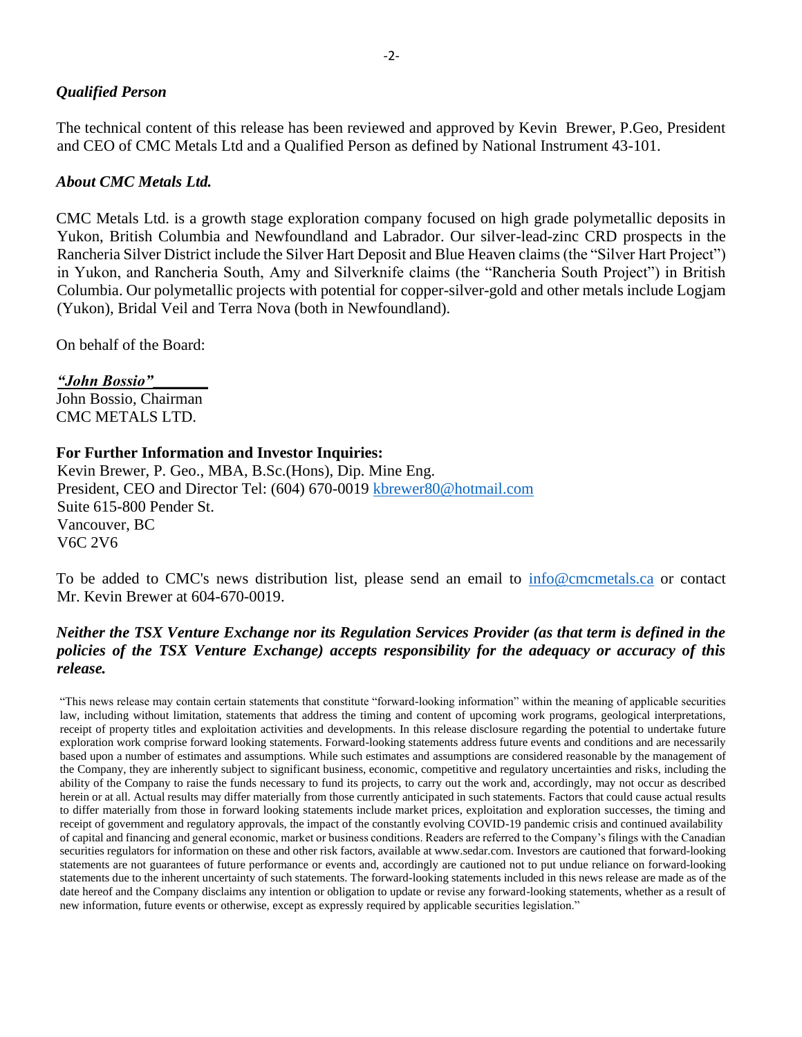***Qualified Person***

The technical content of this release has been reviewed and approved by Kevin Brewer, P.Geo, President and CEO of CMC Metals Ltd and a Qualified Person as defined by National Instrument 43-101.

***About CMC Metals Ltd.***

CMC Metals Ltd. is a growth stage exploration company focused on high grade polymetallic deposits in Yukon, British Columbia and Newfoundland and Labrador. Our silver-lead-zinc CRD prospects in the Rancheria Silver District include the Silver Hart Deposit and Blue Heaven claims (the "Silver Hart Project") in Yukon, and Rancheria South, Amy and Silverknife claims (the "Rancheria South Project") in British Columbia. Our polymetallic projects with potential for copper-silver-gold and other metals include Logjam (Yukon), Bridal Veil and Terra Nova (both in Newfoundland).

On behalf of the Board:

***"John Bossio"_______***
John Bossio, Chairman
CMC METALS LTD.

**For Further Information and Investor Inquiries:**
Kevin Brewer, P. Geo., MBA, B.Sc.(Hons), Dip. Mine Eng.
President, CEO and Director Tel: (604) 670-0019 kbrewer80@hotmail.com
Suite 615-800 Pender St.
Vancouver, BC
V6C 2V6

To be added to CMC's news distribution list, please send an email to info@cmcmetals.ca or contact Mr. Kevin Brewer at 604-670-0019.

***Neither the TSX Venture Exchange nor its Regulation Services Provider (as that term is defined in the policies of the TSX Venture Exchange) accepts responsibility for the adequacy or accuracy of this release.***

"This news release may contain certain statements that constitute "forward-looking information" within the meaning of applicable securities law, including without limitation, statements that address the timing and content of upcoming work programs, geological interpretations, receipt of property titles and exploitation activities and developments. In this release disclosure regarding the potential to undertake future exploration work comprise forward looking statements. Forward-looking statements address future events and conditions and are necessarily based upon a number of estimates and assumptions. While such estimates and assumptions are considered reasonable by the management of the Company, they are inherently subject to significant business, economic, competitive and regulatory uncertainties and risks, including the ability of the Company to raise the funds necessary to fund its projects, to carry out the work and, accordingly, may not occur as described herein or at all. Actual results may differ materially from those currently anticipated in such statements. Factors that could cause actual results to differ materially from those in forward looking statements include market prices, exploitation and exploration successes, the timing and receipt of government and regulatory approvals, the impact of the constantly evolving COVID-19 pandemic crisis and continued availability of capital and financing and general economic, market or business conditions. Readers are referred to the Company's filings with the Canadian securities regulators for information on these and other risk factors, available at www.sedar.com. Investors are cautioned that forward-looking statements are not guarantees of future performance or events and, accordingly are cautioned not to put undue reliance on forward-looking statements due to the inherent uncertainty of such statements. The forward-looking statements included in this news release are made as of the date hereof and the Company disclaims any intention or obligation to update or revise any forward-looking statements, whether as a result of new information, future events or otherwise, except as expressly required by applicable securities legislation."